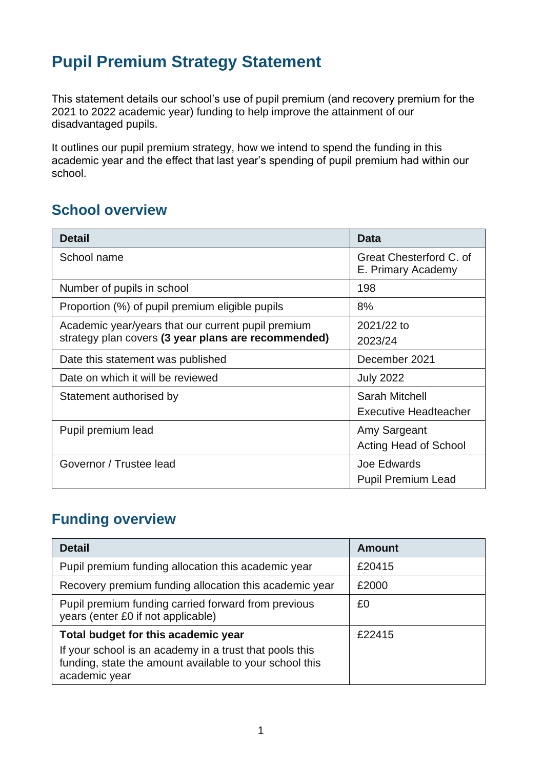# Pupil Premium Strategy Statement

This statement details our school's use of pupil premium (and recovery premium for the 2021 to 2022 academic year) funding to help improve the attainment of our disadvantaged pupils.

It outlines our pupil premium strategy, how we intend to spend the funding in this academic year and the effect that last year's spending of pupil premium had within our school.

## School overview

| Detail | Data |
|---|---|
| School name | Great Chesterford C. of E. Primary Academy |
| Number of pupils in school | 198 |
| Proportion (%) of pupil premium eligible pupils | 8% |
| Academic year/years that our current pupil premium strategy plan covers **(3 year plans are recommended)** | 2021/22 to 2023/24 |
| Date this statement was published | December 2021 |
| Date on which it will be reviewed | July 2022 |
| Statement authorised by | Sarah Mitchell<br>Executive Headteacher |
| Pupil premium lead | Amy Sargeant<br>Acting Head of School |
| Governor / Trustee lead | Joe Edwards<br>Pupil Premium Lead |

## Funding overview

| Detail | Amount |
|---|---|
| Pupil premium funding allocation this academic year | £20415 |
| Recovery premium funding allocation this academic year | £2000 |
| Pupil premium funding carried forward from previous years (enter £0 if not applicable) | £0 |
| **Total budget for this academic year**<br>If your school is an academy in a trust that pools this funding, state the amount available to your school this academic year | £22415 |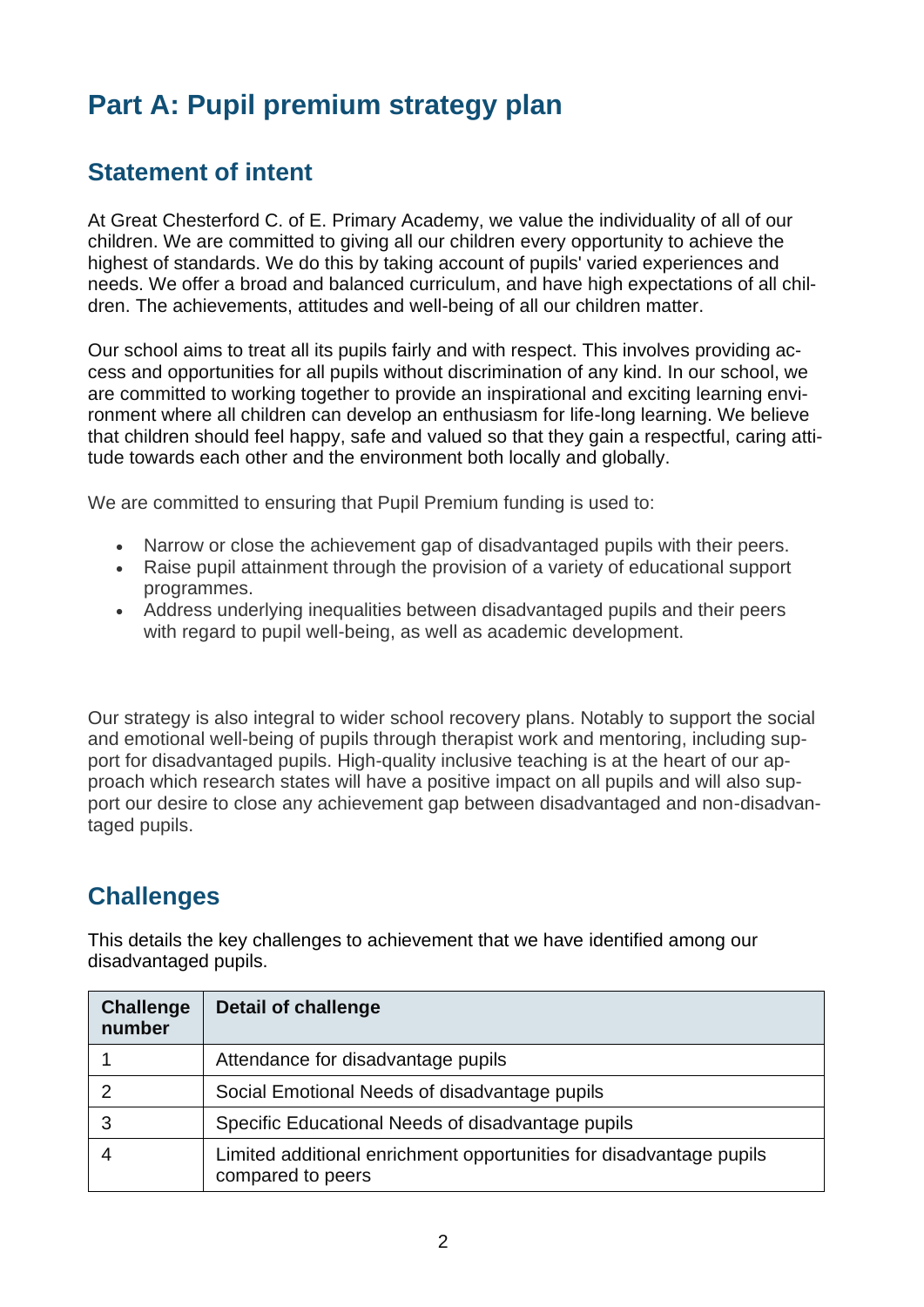# Part A: Pupil premium strategy plan

## Statement of intent

At Great Chesterford C. of E. Primary Academy, we value the individuality of all of our children. We are committed to giving all our children every opportunity to achieve the highest of standards. We do this by taking account of pupils' varied experiences and needs. We offer a broad and balanced curriculum, and have high expectations of all children. The achievements, attitudes and well-being of all our children matter.

Our school aims to treat all its pupils fairly and with respect. This involves providing access and opportunities for all pupils without discrimination of any kind. In our school, we are committed to working together to provide an inspirational and exciting learning environment where all children can develop an enthusiasm for life-long learning. We believe that children should feel happy, safe and valued so that they gain a respectful, caring attitude towards each other and the environment both locally and globally.

We are committed to ensuring that Pupil Premium funding is used to:

- Narrow or close the achievement gap of disadvantaged pupils with their peers.
- Raise pupil attainment through the provision of a variety of educational support programmes.
- Address underlying inequalities between disadvantaged pupils and their peers with regard to pupil well-being, as well as academic development.

Our strategy is also integral to wider school recovery plans. Notably to support the social and emotional well-being of pupils through therapist work and mentoring, including support for disadvantaged pupils. High-quality inclusive teaching is at the heart of our approach which research states will have a positive impact on all pupils and will also support our desire to close any achievement gap between disadvantaged and non-disadvantaged pupils.

## Challenges

This details the key challenges to achievement that we have identified among our disadvantaged pupils.

| Challenge number | Detail of challenge |
|---|---|
| 1 | Attendance for disadvantage pupils |
| 2 | Social Emotional Needs of disadvantage pupils |
| 3 | Specific Educational Needs of disadvantage pupils |
| 4 | Limited additional enrichment opportunities for disadvantage pupils compared to peers |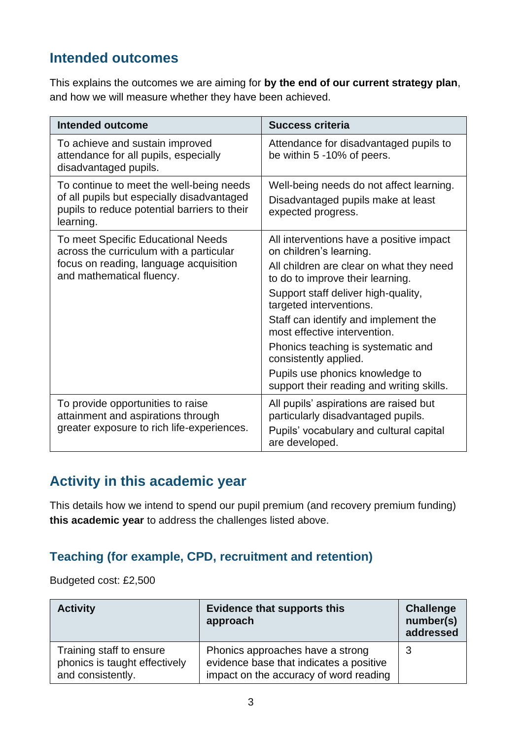## Intended outcomes

This explains the outcomes we are aiming for **by the end of our current strategy plan**, and how we will measure whether they have been achieved.

| Intended outcome | Success criteria |
|---|---|
| To achieve and sustain improved attendance for all pupils, especially disadvantaged pupils. | Attendance for disadvantaged pupils to be within 5 -10% of peers. |
| To continue to meet the well-being needs of all pupils but especially disadvantaged pupils to reduce potential barriers to their learning. | Well-being needs do not affect learning.<br>Disadvantaged pupils make at least expected progress. |
| To meet Specific Educational Needs across the curriculum with a particular focus on reading, language acquisition and mathematical fluency. | All interventions have a positive impact on children's learning.<br>All children are clear on what they need to do to improve their learning.<br>Support staff deliver high-quality, targeted interventions.<br>Staff can identify and implement the most effective intervention.<br>Phonics teaching is systematic and consistently applied.<br>Pupils use phonics knowledge to support their reading and writing skills. |
| To provide opportunities to raise attainment and aspirations through greater exposure to rich life-experiences. | All pupils' aspirations are raised but particularly disadvantaged pupils.<br>Pupils' vocabulary and cultural capital are developed. |

## Activity in this academic year

This details how we intend to spend our pupil premium (and recovery premium funding) **this academic year** to address the challenges listed above.

### Teaching (for example, CPD, recruitment and retention)

Budgeted cost: £2,500

| Activity | Evidence that supports this approach | Challenge number(s) addressed |
|---|---|---|
| Training staff to ensure phonics is taught effectively and consistently. | Phonics approaches have a strong evidence base that indicates a positive impact on the accuracy of word reading | 3 |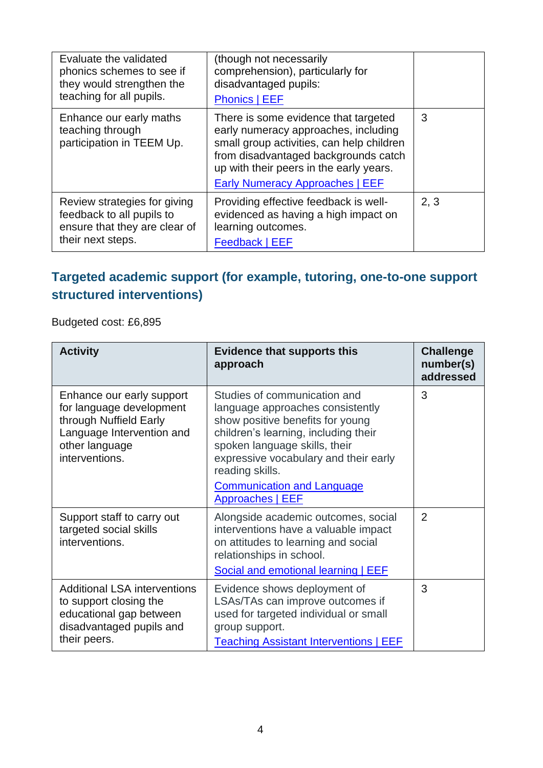| | | |
|---|---|---|
| Evaluate the validated phonics schemes to see if they would strengthen the teaching for all pupils. | (though not necessarily comprehension), particularly for disadvantaged pupils: [Phonics \| EEF] | |
| Enhance our early maths teaching through participation in TEEM Up. | There is some evidence that targeted early numeracy approaches, including small group activities, can help children from disadvantaged backgrounds catch up with their peers in the early years. [Early Numeracy Approaches \| EEF] | 3 |
| Review strategies for giving feedback to all pupils to ensure that they are clear of their next steps. | Providing effective feedback is well-evidenced as having a high impact on learning outcomes. [Feedback \| EEF] | 2, 3 |

## Targeted academic support (for example, tutoring, one-to-one support structured interventions)

Budgeted cost: £6,895

| Activity | Evidence that supports this approach | Challenge number(s) addressed |
|---|---|---|
| Enhance our early support for language development through Nuffield Early Language Intervention and other language interventions. | Studies of communication and language approaches consistently show positive benefits for young children's learning, including their spoken language skills, their expressive vocabulary and their early reading skills. [Communication and Language Approaches \| EEF] | 3 |
| Support staff to carry out targeted social skills interventions. | Alongside academic outcomes, social interventions have a valuable impact on attitudes to learning and social relationships in school. [Social and emotional learning \| EEF] | 2 |
| Additional LSA interventions to support closing the educational gap between disadvantaged pupils and their peers. | Evidence shows deployment of LSAs/TAs can improve outcomes if used for targeted individual or small group support. [Teaching Assistant Interventions \| EEF] | 3 |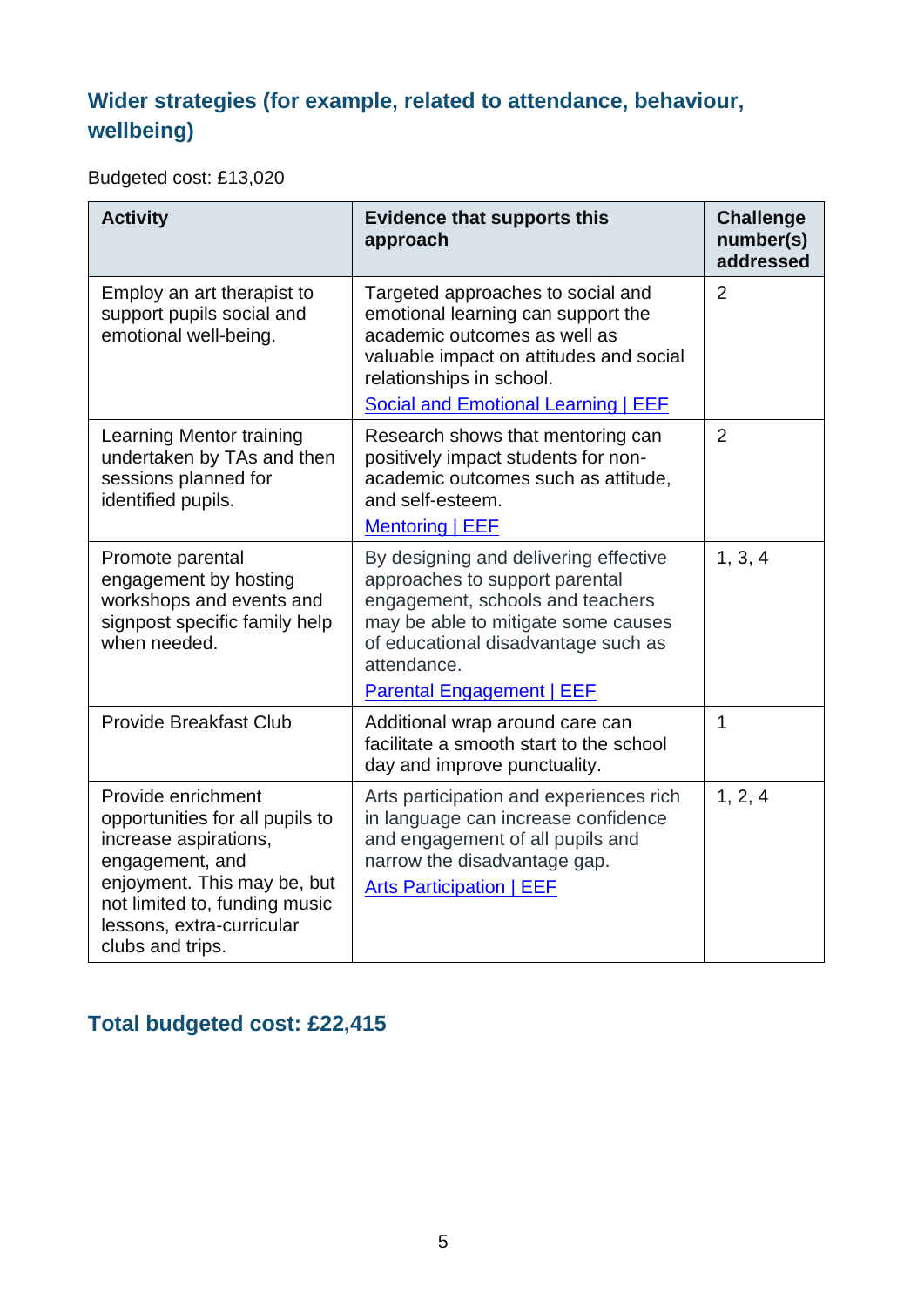## Wider strategies (for example, related to attendance, behaviour, wellbeing)

Budgeted cost: £13,020

| Activity | Evidence that supports this approach | Challenge number(s) addressed |
| --- | --- | --- |
| Employ an art therapist to support pupils social and emotional well-being. | Targeted approaches to social and emotional learning can support the academic outcomes as well as valuable impact on attitudes and social relationships in school. [Social and Emotional Learning \| EEF] | 2 |
| Learning Mentor training undertaken by TAs and then sessions planned for identified pupils. | Research shows that mentoring can positively impact students for non-academic outcomes such as attitude, and self-esteem. [Mentoring \| EEF] | 2 |
| Promote parental engagement by hosting workshops and events and signpost specific family help when needed. | By designing and delivering effective approaches to support parental engagement, schools and teachers may be able to mitigate some causes of educational disadvantage such as attendance. [Parental Engagement \| EEF] | 1, 3, 4 |
| Provide Breakfast Club | Additional wrap around care can facilitate a smooth start to the school day and improve punctuality. | 1 |
| Provide enrichment opportunities for all pupils to increase aspirations, engagement, and enjoyment. This may be, but not limited to, funding music lessons, extra-curricular clubs and trips. | Arts participation and experiences rich in language can increase confidence and engagement of all pupils and narrow the disadvantage gap. [Arts Participation \| EEF] | 1, 2, 4 |

## Total budgeted cost: £22,415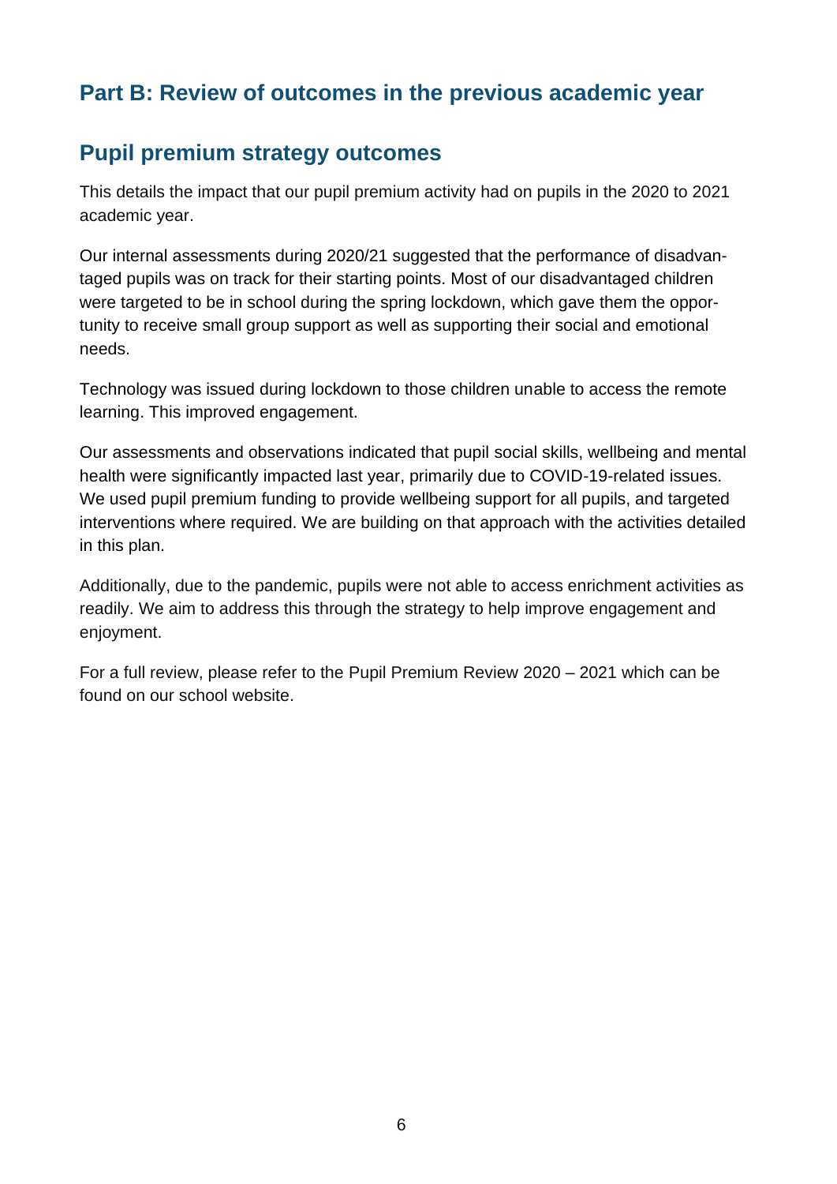## Part B: Review of outcomes in the previous academic year

## Pupil premium strategy outcomes

This details the impact that our pupil premium activity had on pupils in the 2020 to 2021 academic year.

Our internal assessments during 2020/21 suggested that the performance of disadvantaged pupils was on track for their starting points. Most of our disadvantaged children were targeted to be in school during the spring lockdown, which gave them the opportunity to receive small group support as well as supporting their social and emotional needs.

Technology was issued during lockdown to those children unable to access the remote learning. This improved engagement.

Our assessments and observations indicated that pupil social skills, wellbeing and mental health were significantly impacted last year, primarily due to COVID-19-related issues. We used pupil premium funding to provide wellbeing support for all pupils, and targeted interventions where required. We are building on that approach with the activities detailed in this plan.

Additionally, due to the pandemic, pupils were not able to access enrichment activities as readily. We aim to address this through the strategy to help improve engagement and enjoyment.

For a full review, please refer to the Pupil Premium Review 2020 – 2021 which can be found on our school website.